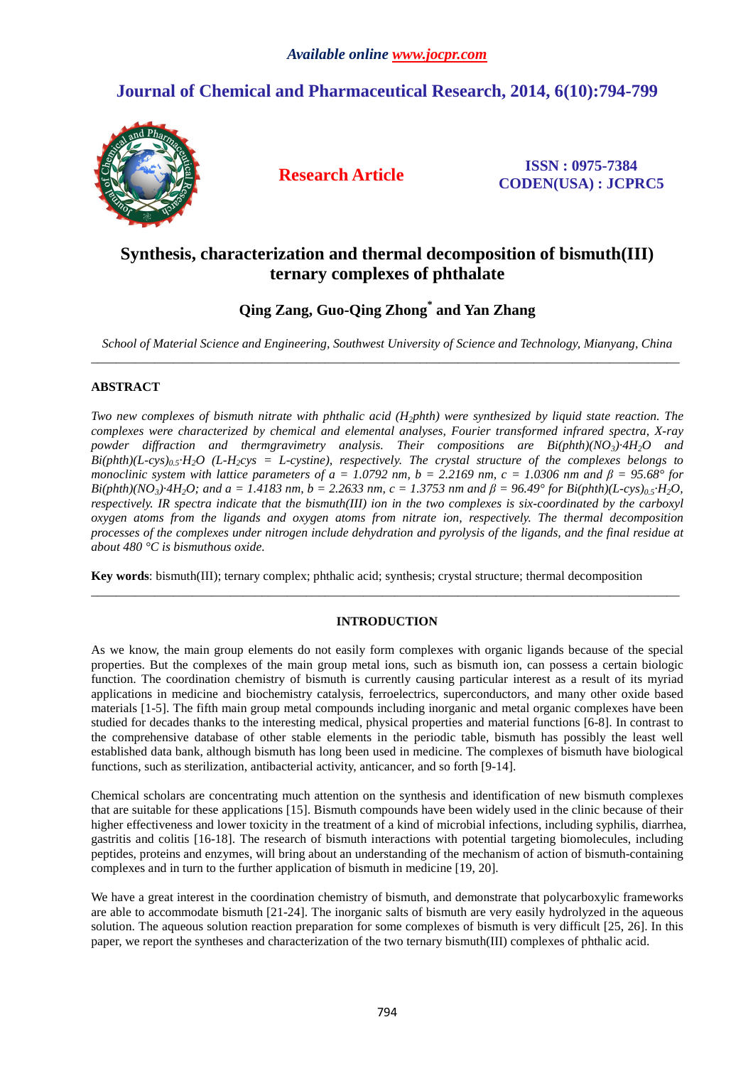# Synthesis, characterization and thermal decomposition of bismuth(III) ternary complexes of phthalate

**Qing Zang, Guo-Qing Zhong[*] and Yan Zhang**

*School of Material Science and Engineering, Southwest University of Science and Technology, Mianyang, China*

---

## ABSTRACT

*Two new complexes of bismuth nitrate with phthalic acid ($H_2$phth) were synthesized by liquid state reaction. The complexes were characterized by chemical and elemental analyses, Fourier transformed infrared spectra, X-ray powder diffraction and thermgravimetry analysis. Their compositions are Bi(phth)($NO_3$)·$4H_2O$ and Bi(phth)(L-cys)$_{0.5}$·$H_2O$ (L-$H_2$cys = L-cystine), respectively. The crystal structure of the complexes belongs to monoclinic system with lattice parameters of a = 1.0792 nm, b = 2.2169 nm, c = 1.0306 nm and β = 95.68° for Bi(phth)($NO_3$)·$4H_2O$; and a = 1.4183 nm, b = 2.2633 nm, c = 1.3753 nm and β = 96.49° for Bi(phth)(L-cys)$_{0.5}$·$H_2O$, respectively. IR spectra indicate that the bismuth(III) ion in the two complexes is six-coordinated by the carboxyl oxygen atoms from the ligands and oxygen atoms from nitrate ion, respectively. The thermal decomposition processes of the complexes under nitrogen include dehydration and pyrolysis of the ligands, and the final residue at about 480 °C is bismuthous oxide.*

**Key words**: bismuth(III); ternary complex; phthalic acid; synthesis; crystal structure; thermal decomposition

---

## INTRODUCTION

As we know, the main group elements do not easily form complexes with organic ligands because of the special properties. But the complexes of the main group metal ions, such as bismuth ion, can possess a certain biologic function. The coordination chemistry of bismuth is currently causing particular interest as a result of its myriad applications in medicine and biochemistry catalysis, ferroelectrics, superconductors, and many other oxide based materials [1-5]. The fifth main group metal compounds including inorganic and metal organic complexes have been studied for decades thanks to the interesting medical, physical properties and material functions [6-8]. In contrast to the comprehensive database of other stable elements in the periodic table, bismuth has possibly the least well established data bank, although bismuth has long been used in medicine. The complexes of bismuth have biological functions, such as sterilization, antibacterial activity, anticancer, and so forth [9-14].

Chemical scholars are concentrating much attention on the synthesis and identification of new bismuth complexes that are suitable for these applications [15]. Bismuth compounds have been widely used in the clinic because of their higher effectiveness and lower toxicity in the treatment of a kind of microbial infections, including syphilis, diarrhea, gastritis and colitis [16-18]. The research of bismuth interactions with potential targeting biomolecules, including peptides, proteins and enzymes, will bring about an understanding of the mechanism of action of bismuth-containing complexes and in turn to the further application of bismuth in medicine [19, 20].

We have a great interest in the coordination chemistry of bismuth, and demonstrate that polycarboxylic frameworks are able to accommodate bismuth [21-24]. The inorganic salts of bismuth are very easily hydrolyzed in the aqueous solution. The aqueous solution reaction preparation for some complexes of bismuth is very difficult [25, 26]. In this paper, we report the syntheses and characterization of the two ternary bismuth(III) complexes of phthalic acid.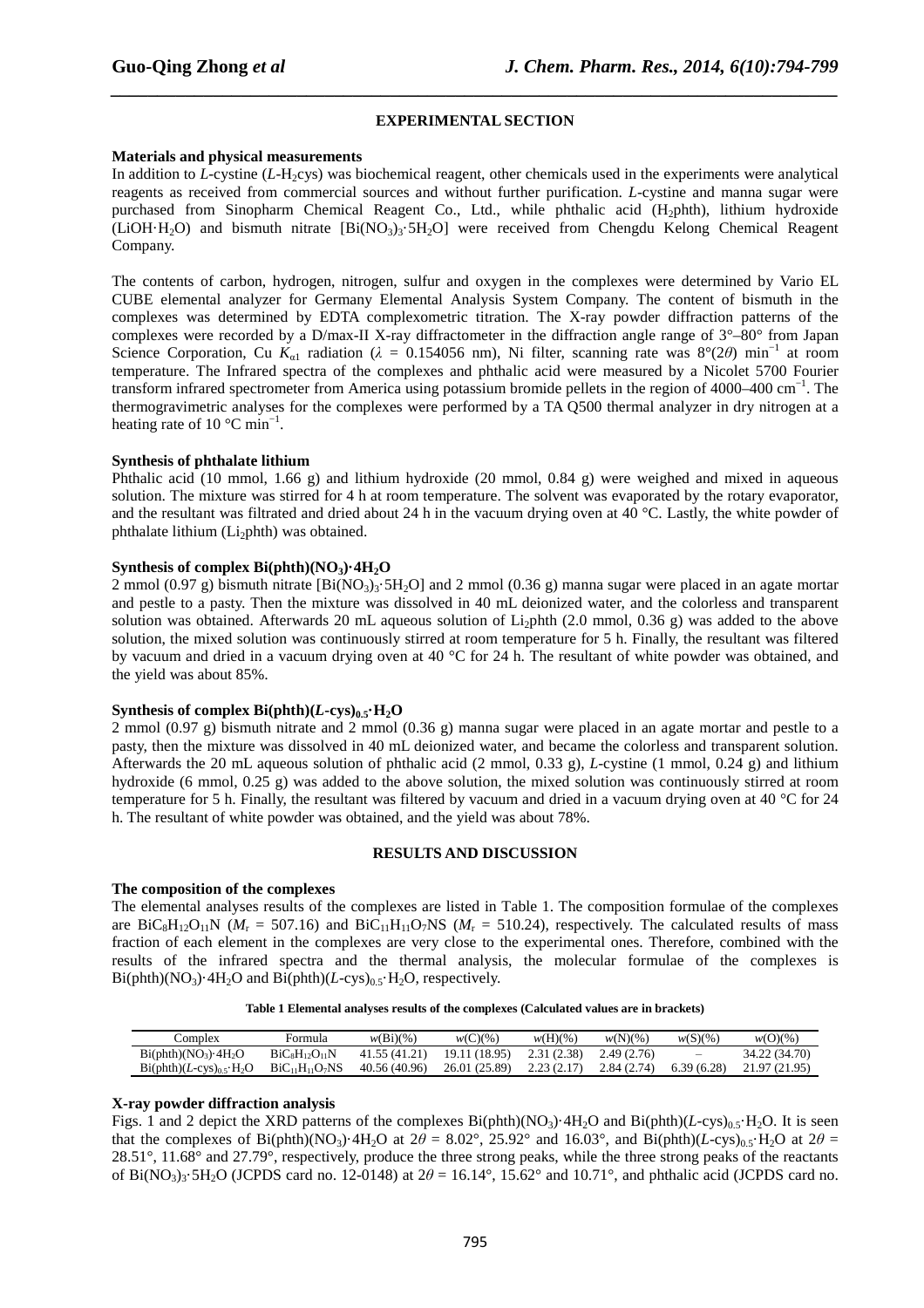## EXPERIMENTAL SECTION

### Materials and physical measurements

In addition to *L*-cystine (*L*-$H_2$cys) was biochemical reagent, other chemicals used in the experiments were analytical reagents as received from commercial sources and without further purification. *L*-cystine and manna sugar were purchased from Sinopharm Chemical Reagent Co., Ltd., while phthalic acid ($H_2$phth), lithium hydroxide ($LiOH{\cdot}H_2O$) and bismuth nitrate [$Bi(NO_3)_3{\cdot}5H_2O$] were received from Chengdu Kelong Chemical Reagent Company.

The contents of carbon, hydrogen, nitrogen, sulfur and oxygen in the complexes were determined by Vario EL CUBE elemental analyzer for Germany Elemental Analysis System Company. The content of bismuth in the complexes was determined by EDTA complexometric titration. The X-ray powder diffraction patterns of the complexes were recorded by a D/max-II X-ray diffractometer in the diffraction angle range of 3°–80° from Japan Science Corporation, Cu $K_{\alpha 1}$ radiation ($\lambda$ = 0.154056 nm), Ni filter, scanning rate was 8°(2$\theta$) $min^{-1}$ at room temperature. The Infrared spectra of the complexes and phthalic acid were measured by a Nicolet 5700 Fourier transform infrared spectrometer from America using potassium bromide pellets in the region of 4000–400 $cm^{-1}$. The thermogravimetric analyses for the complexes were performed by a TA Q500 thermal analyzer in dry nitrogen at a heating rate of 10 °C $min^{-1}$.

### Synthesis of phthalate lithium

Phthalic acid (10 mmol, 1.66 g) and lithium hydroxide (20 mmol, 0.84 g) were weighed and mixed in aqueous solution. The mixture was stirred for 4 h at room temperature. The solvent was evaporated by the rotary evaporator, and the resultant was filtrated and dried about 24 h in the vacuum drying oven at 40 °C. Lastly, the white powder of phthalate lithium ($Li_2$phth) was obtained.

### Synthesis of complex Bi(phth)($NO_3$)·4$H_2O$

2 mmol (0.97 g) bismuth nitrate [$Bi(NO_3)_3{\cdot}5H_2O$] and 2 mmol (0.36 g) manna sugar were placed in an agate mortar and pestle to a pasty. Then the mixture was dissolved in 40 mL deionized water, and the colorless and transparent solution was obtained. Afterwards 20 mL aqueous solution of $Li_2$phth (2.0 mmol, 0.36 g) was added to the above solution, the mixed solution was continuously stirred at room temperature for 5 h. Finally, the resultant was filtered by vacuum and dried in a vacuum drying oven at 40 °C for 24 h. The resultant of white powder was obtained, and the yield was about 85%.

### Synthesis of complex Bi(phth)(*L*-cys)$_{0.5}$·$H_2O$

2 mmol (0.97 g) bismuth nitrate and 2 mmol (0.36 g) manna sugar were placed in an agate mortar and pestle to a pasty, then the mixture was dissolved in 40 mL deionized water, and became the colorless and transparent solution. Afterwards the 20 mL aqueous solution of phthalic acid (2 mmol, 0.33 g), *L*-cystine (1 mmol, 0.24 g) and lithium hydroxide (6 mmol, 0.25 g) was added to the above solution, the mixed solution was continuously stirred at room temperature for 5 h. Finally, the resultant was filtered by vacuum and dried in a vacuum drying oven at 40 °C for 24 h. The resultant of white powder was obtained, and the yield was about 78%.

## RESULTS AND DISCUSSION

### The composition of the complexes

The elemental analyses results of the complexes are listed in Table 1. The composition formulae of the complexes are $BiC_8H_{12}O_{11}N$ ($M_r$ = 507.16) and $BiC_{11}H_{11}O_7NS$ ($M_r$ = 510.24), respectively. The calculated results of mass fraction of each element in the complexes are very close to the experimental ones. Therefore, combined with the results of the infrared spectra and the thermal analysis, the molecular formulae of the complexes is Bi(phth)($NO_3$)·4$H_2O$ and Bi(phth)(*L*-cys)$_{0.5}$·$H_2O$, respectively.

**Table 1 Elemental analyses results of the complexes (Calculated values are in brackets)**

| Complex | Formula | *w*(Bi)(%) | *w*(C)(%) | *w*(H)(%) | *w*(N)(%) | *w*(S)(%) | *w*(O)(%) |
|---|---|---|---|---|---|---|---|
| Bi(phth)($NO_3$)·4$H_2O$ | $BiC_8H_{12}O_{11}N$ | 41.55 (41.21) | 19.11 (18.95) | 2.31 (2.38) | 2.49 (2.76) | – | 34.22 (34.70) |
| Bi(phth)(*L*-cys)$_{0.5}$·$H_2O$ | $BiC_{11}H_{11}O_7NS$ | 40.56 (40.96) | 26.01 (25.89) | 2.23 (2.17) | 2.84 (2.74) | 6.39 (6.28) | 21.97 (21.95) |

### X-ray powder diffraction analysis

Figs. 1 and 2 depict the XRD patterns of the complexes Bi(phth)($NO_3$)·4$H_2O$ and Bi(phth)(*L*-cys)$_{0.5}$·$H_2O$. It is seen that the complexes of Bi(phth)($NO_3$)·4$H_2O$ at 2$\theta$ = 8.02°, 25.92° and 16.03°, and Bi(phth)(*L*-cys)$_{0.5}$·$H_2O$ at 2$\theta$ = 28.51°, 11.68° and 27.79°, respectively, produce the three strong peaks, while the three strong peaks of the reactants of $Bi(NO_3)_3{\cdot}5H_2O$ (JCPDS card no. 12-0148) at 2$\theta$ = 16.14°, 15.62° and 10.71°, and phthalic acid (JCPDS card no.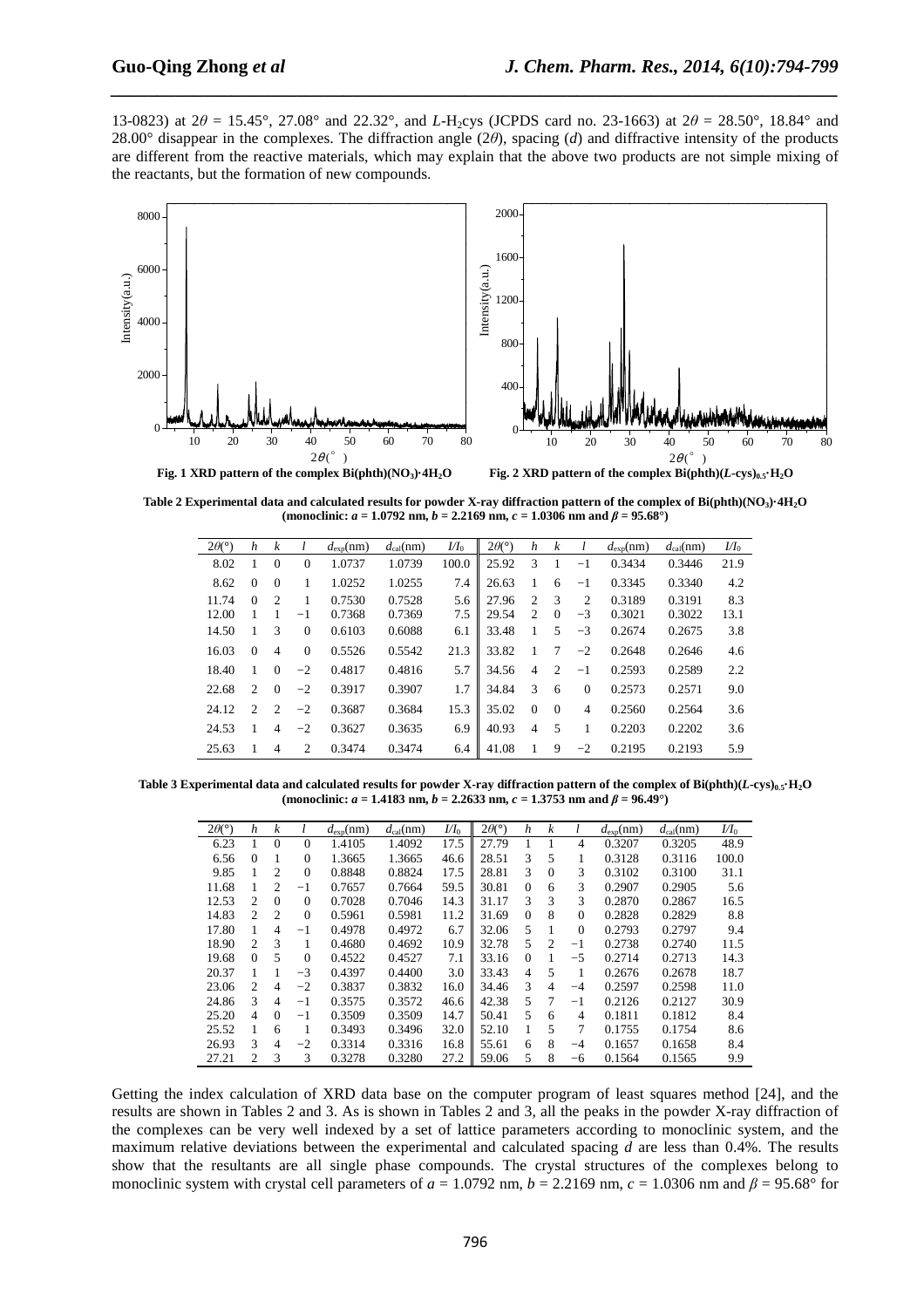13-0823) at $2\theta$ = 15.45°, 27.08° and 22.32°, and *L*-$H_2$cys (JCPDS card no. 23-1663) at $2\theta$ = 28.50°, 18.84° and 28.00° disappear in the complexes. The diffraction angle ($2\theta$), spacing ($d$) and diffractive intensity of the products are different from the reactive materials, which may explain that the above two products are not simple mixing of the reactants, but the formation of new compounds.

**Fig. 1 XRD pattern of the complex Bi(phth)($NO_3$)·4$H_2O$**

**Fig. 2 XRD pattern of the complex Bi(phth)(*L*-cys)$_{0.5}$·$H_2O$**

**Table 2 Experimental data and calculated results for powder X-ray diffraction pattern of the complex of Bi(phth)($NO_3$)·4$H_2O$ (monoclinic: $a$ = 1.0792 nm, $b$ = 2.2169 nm, $c$ = 1.0306 nm and $\beta$ = 95.68°)**

| $2\theta$(°) | $h$ | $k$ | $l$ | $d_{exp}$(nm) | $d_{cal}$(nm) | $I/I_0$ | $2\theta$(°) | $h$ | $k$ | $l$ | $d_{exp}$(nm) | $d_{cal}$(nm) | $I/I_0$ |
|---|---|---|---|---|---|---|---|---|---|---|---|---|---|
| 8.02 | 1 | 0 | 0 | 1.0737 | 1.0739 | 100.0 | 25.92 | 3 | 1 | −1 | 0.3434 | 0.3446 | 21.9 |
| 8.62 | 0 | 0 | 1 | 1.0252 | 1.0255 | 7.4 | 26.63 | 1 | 6 | −1 | 0.3345 | 0.3340 | 4.2 |
| 11.74 | 0 | 2 | 1 | 0.7530 | 0.7528 | 5.6 | 27.96 | 2 | 3 | 2 | 0.3189 | 0.3191 | 8.3 |
| 12.00 | 1 | 1 | −1 | 0.7368 | 0.7369 | 7.5 | 29.54 | 2 | 0 | −3 | 0.3021 | 0.3022 | 13.1 |
| 14.50 | 1 | 3 | 0 | 0.6103 | 0.6088 | 6.1 | 33.48 | 1 | 5 | −3 | 0.2674 | 0.2675 | 3.8 |
| 16.03 | 0 | 4 | 0 | 0.5526 | 0.5542 | 21.3 | 33.82 | 1 | 7 | −2 | 0.2648 | 0.2646 | 4.6 |
| 18.40 | 1 | 0 | −2 | 0.4817 | 0.4816 | 5.7 | 34.56 | 4 | 2 | −1 | 0.2593 | 0.2589 | 2.2 |
| 22.68 | 2 | 0 | −2 | 0.3917 | 0.3907 | 1.7 | 34.84 | 3 | 6 | 0 | 0.2573 | 0.2571 | 9.0 |
| 24.12 | 2 | 2 | −2 | 0.3687 | 0.3684 | 15.3 | 35.02 | 0 | 0 | 4 | 0.2560 | 0.2564 | 3.6 |
| 24.53 | 1 | 4 | −2 | 0.3627 | 0.3635 | 6.9 | 40.93 | 4 | 5 | 1 | 0.2203 | 0.2202 | 3.6 |
| 25.63 | 1 | 4 | 2 | 0.3474 | 0.3474 | 6.4 | 41.08 | 1 | 9 | −2 | 0.2195 | 0.2193 | 5.9 |

**Table 3 Experimental data and calculated results for powder X-ray diffraction pattern of the complex of Bi(phth)(*L*-cys)$_{0.5}$·$H_2O$ (monoclinic: $a$ = 1.4183 nm, $b$ = 2.2633 nm, $c$ = 1.3753 nm and $\beta$ = 96.49°)**

| $2\theta$(°) | $h$ | $k$ | $l$ | $d_{exp}$(nm) | $d_{cal}$(nm) | $I/I_0$ | $2\theta$(°) | $h$ | $k$ | $l$ | $d_{exp}$(nm) | $d_{cal}$(nm) | $I/I_0$ |
|---|---|---|---|---|---|---|---|---|---|---|---|---|---|
| 6.23 | 1 | 0 | 0 | 1.4105 | 1.4092 | 17.5 | 27.79 | 1 | 1 | 4 | 0.3207 | 0.3205 | 48.9 |
| 6.56 | 0 | 1 | 0 | 1.3665 | 1.3665 | 46.6 | 28.51 | 3 | 5 | 1 | 0.3128 | 0.3116 | 100.0 |
| 9.85 | 1 | 2 | 0 | 0.8848 | 0.8824 | 17.5 | 28.81 | 3 | 0 | 3 | 0.3102 | 0.3100 | 31.1 |
| 11.68 | 1 | 2 | −1 | 0.7657 | 0.7664 | 59.5 | 30.81 | 0 | 6 | 3 | 0.2907 | 0.2905 | 5.6 |
| 12.53 | 2 | 0 | 0 | 0.7028 | 0.7046 | 14.3 | 31.17 | 3 | 3 | 3 | 0.2870 | 0.2867 | 16.5 |
| 14.83 | 2 | 2 | 0 | 0.5961 | 0.5981 | 11.2 | 31.69 | 0 | 8 | 0 | 0.2828 | 0.2829 | 8.8 |
| 17.80 | 1 | 4 | −1 | 0.4978 | 0.4972 | 6.7 | 32.06 | 5 | 1 | 0 | 0.2793 | 0.2797 | 9.4 |
| 18.90 | 2 | 3 | 1 | 0.4680 | 0.4692 | 10.9 | 32.78 | 5 | 2 | −1 | 0.2738 | 0.2740 | 11.5 |
| 19.68 | 0 | 5 | 0 | 0.4522 | 0.4527 | 7.1 | 33.16 | 0 | 1 | −5 | 0.2714 | 0.2713 | 14.3 |
| 20.37 | 1 | 1 | −3 | 0.4397 | 0.4400 | 3.0 | 33.43 | 4 | 5 | 1 | 0.2676 | 0.2678 | 18.7 |
| 23.06 | 2 | 4 | −2 | 0.3837 | 0.3832 | 16.0 | 34.46 | 3 | 4 | −4 | 0.2597 | 0.2598 | 11.0 |
| 24.86 | 3 | 4 | −1 | 0.3575 | 0.3572 | 46.6 | 42.38 | 5 | 7 | −1 | 0.2126 | 0.2127 | 30.9 |
| 25.20 | 4 | 0 | −1 | 0.3509 | 0.3509 | 14.7 | 50.41 | 5 | 6 | 4 | 0.1811 | 0.1812 | 8.4 |
| 25.52 | 1 | 6 | 1 | 0.3493 | 0.3496 | 32.0 | 52.10 | 1 | 5 | 7 | 0.1755 | 0.1754 | 8.6 |
| 26.93 | 3 | 4 | −2 | 0.3314 | 0.3316 | 16.8 | 55.61 | 6 | 8 | −4 | 0.1657 | 0.1658 | 8.4 |
| 27.21 | 2 | 3 | 3 | 0.3278 | 0.3280 | 27.2 | 59.06 | 5 | 8 | −6 | 0.1564 | 0.1565 | 9.9 |

Getting the index calculation of XRD data base on the computer program of least squares method [24], and the results are shown in Tables 2 and 3. As is shown in Tables 2 and 3, all the peaks in the powder X-ray diffraction of the complexes can be very well indexed by a set of lattice parameters according to monoclinic system, and the maximum relative deviations between the experimental and calculated spacing $d$ are less than 0.4%. The results show that the resultants are all single phase compounds. The crystal structures of the complexes belong to monoclinic system with crystal cell parameters of $a$ = 1.0792 nm, $b$ = 2.2169 nm, $c$ = 1.0306 nm and $\beta$ = 95.68° for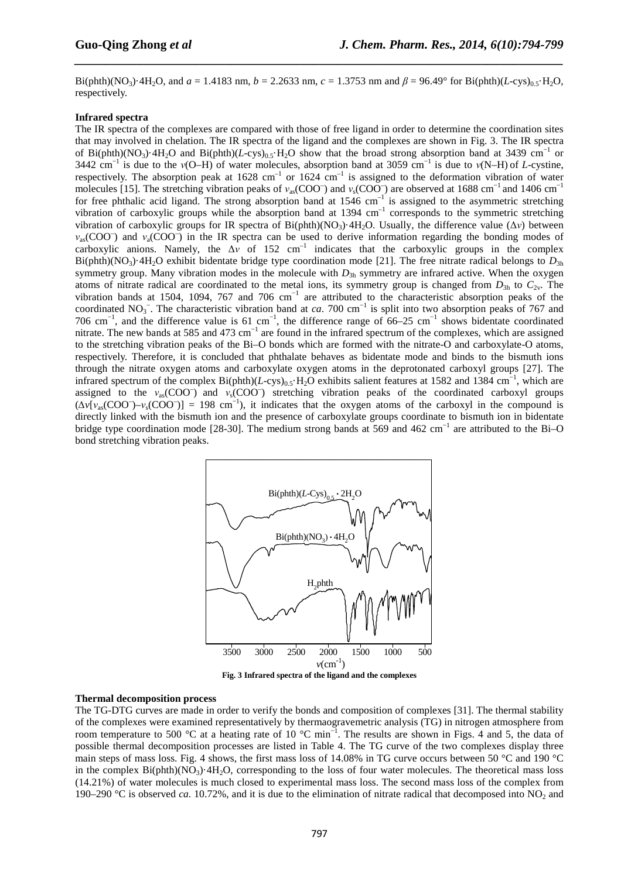$Bi(phth)(NO_3)\cdot 4H_2O$, and $a$ = 1.4183 nm, $b$ = 2.2633 nm, $c$ = 1.3753 nm and $\beta$ = 96.49° for $Bi(phth)(L\text{-cys})_{0.5}\cdot H_2O$, respectively.

**Infrared spectra**

The IR spectra of the complexes are compared with those of free ligand in order to determine the coordination sites that may involved in chelation. The IR spectra of the ligand and the complexes are shown in Fig. 3. The IR spectra of $Bi(phth)(NO_3)\cdot 4H_2O$ and $Bi(phth)(L\text{-cys})_{0.5}\cdot H_2O$ show that the broad strong absorption band at 3439 $cm^{-1}$ or 3442 $cm^{-1}$ is due to the $\nu$(O–H) of water molecules, absorption band at 3059 $cm^{-1}$ is due to $\nu$(N–H) of *L*-cystine, respectively. The absorption peak at 1628 $cm^{-1}$ or 1624 $cm^{-1}$ is assigned to the deformation vibration of water molecules [15]. The stretching vibration peaks of $\nu_{as}(COO^-)$ and $\nu_s(COO^-)$ are observed at 1688 $cm^{-1}$ and 1406 $cm^{-1}$ for free phthalic acid ligand. The strong absorption band at 1546 $cm^{-1}$ is assigned to the asymmetric stretching vibration of carboxylic groups while the absorption band at 1394 $cm^{-1}$ corresponds to the symmetric stretching vibration of carboxylic groups for IR spectra of $Bi(phth)(NO_3)\cdot 4H_2O$. Usually, the difference value ($\Delta\nu$) between $\nu_{as}(COO^-)$ and $\nu_a(COO^-)$ in the IR spectra can be used to derive information regarding the bonding modes of carboxylic anions. Namely, the $\Delta\nu$ of 152 $cm^{-1}$ indicates that the carboxylic groups in the complex $Bi(phth)(NO_3)\cdot 4H_2O$ exhibit bidentate bridge type coordination mode [21]. The free nitrate radical belongs to $D_{3h}$ symmetry group. Many vibration modes in the molecule with $D_{3h}$ symmetry are infrared active. When the oxygen atoms of nitrate radical are coordinated to the metal ions, its symmetry group is changed from $D_{3h}$ to $C_{2v}$. The vibration bands at 1504, 1094, 767 and 706 $cm^{-1}$ are attributed to the characteristic absorption peaks of the coordinated $NO_3^-$. The characteristic vibration band at *ca*. 700 $cm^{-1}$ is split into two absorption peaks of 767 and 706 $cm^{-1}$, and the difference value is 61 $cm^{-1}$, the difference range of 66–25 $cm^{-1}$ shows bidentate coordinated nitrate. The new bands at 585 and 473 $cm^{-1}$ are found in the infrared spectrum of the complexes, which are assigned to the stretching vibration peaks of the Bi–O bonds which are formed with the nitrate-O and carboxylate-O atoms, respectively. Therefore, it is concluded that phthalate behaves as bidentate mode and binds to the bismuth ions through the nitrate oxygen atoms and carboxylate oxygen atoms in the deprotonated carboxyl groups [27]. The infrared spectrum of the complex $Bi(phth)(L\text{-cys})_{0.5}\cdot H_2O$ exhibits salient features at 1582 and 1384 $cm^{-1}$, which are assigned to the $\nu_{as}(COO^-)$ and $\nu_s(COO^-)$ stretching vibration peaks of the coordinated carboxyl groups ($\Delta\nu[\nu_{as}(COO^-)–\nu_s(COO^-)]$ = 198 $cm^{-1}$), it indicates that the oxygen atoms of the carboxyl in the compound is directly linked with the bismuth ion and the presence of carboxylate groups coordinate to bismuth ion in bidentate bridge type coordination mode [28-30]. The medium strong bands at 569 and 462 $cm^{-1}$ are attributed to the Bi–O bond stretching vibration peaks.

**Fig. 3 Infrared spectra of the ligand and the complexes**

**Thermal decomposition process**

The TG-DTG curves are made in order to verify the bonds and composition of complexes [31]. The thermal stability of the complexes were examined representatively by thermaogravemetric analysis (TG) in nitrogen atmosphere from room temperature to 500 °C at a heating rate of 10 °C $min^{-1}$. The results are shown in Figs. 4 and 5, the data of possible thermal decomposition processes are listed in Table 4. The TG curve of the two complexes display three main steps of mass loss. Fig. 4 shows, the first mass loss of 14.08% in TG curve occurs between 50 °C and 190 °C in the complex $Bi(phth)(NO_3)\cdot 4H_2O$, corresponding to the loss of four water molecules. The theoretical mass loss (14.21%) of water molecules is much closed to experimental mass loss. The second mass loss of the complex from 190–290 °C is observed *ca*. 10.72%, and it is due to the elimination of nitrate radical that decomposed into $NO_2$ and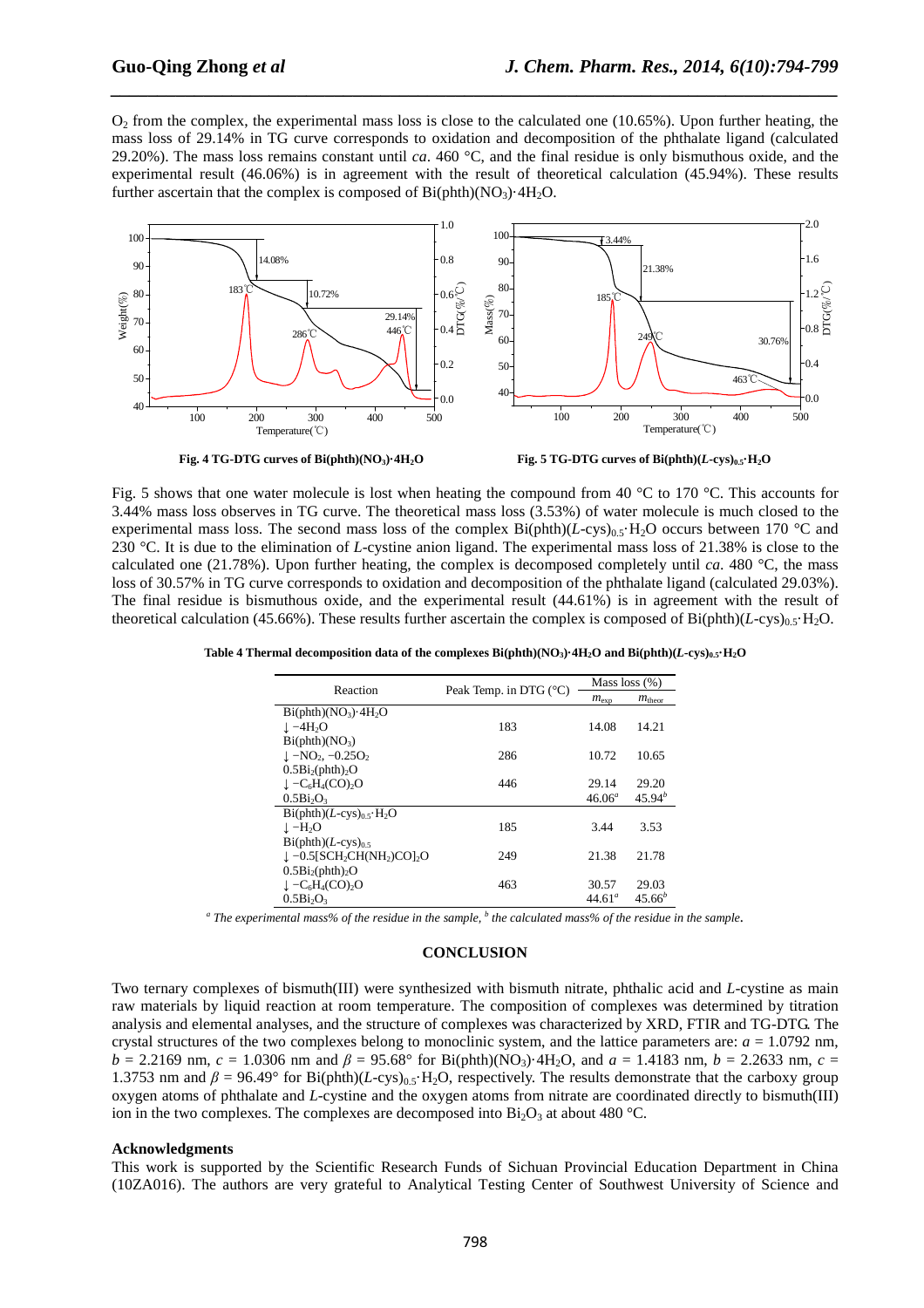$O_2$ from the complex, the experimental mass loss is close to the calculated one (10.65%). Upon further heating, the mass loss of 29.14% in TG curve corresponds to oxidation and decomposition of the phthalate ligand (calculated 29.20%). The mass loss remains constant until *ca*. 460 °C, and the final residue is only bismuthous oxide, and the experimental result (46.06%) is in agreement with the result of theoretical calculation (45.94%). These results further ascertain that the complex is composed of $Bi(phth)(NO_3)\cdot 4H_2O$.

**Fig. 4 TG-DTG curves of $Bi(phth)(NO_3)\cdot 4H_2O$**

**Fig. 5 TG-DTG curves of $Bi(phth)(L\text{-}cys)_{0.5}\cdot H_2O$**

Fig. 5 shows that one water molecule is lost when heating the compound from 40 °C to 170 °C. This accounts for 3.44% mass loss observes in TG curve. The theoretical mass loss (3.53%) of water molecule is much closed to the experimental mass loss. The second mass loss of the complex $Bi(phth)(L\text{-}cys)_{0.5}\cdot H_2O$ occurs between 170 °C and 230 °C. It is due to the elimination of *L*-cystine anion ligand. The experimental mass loss of 21.38% is close to the calculated one (21.78%). Upon further heating, the complex is decomposed completely until *ca*. 480 °C, the mass loss of 30.57% in TG curve corresponds to oxidation and decomposition of the phthalate ligand (calculated 29.03%). The final residue is bismuthous oxide, and the experimental result (44.61%) is in agreement with the result of theoretical calculation (45.66%). These results further ascertain the complex is composed of $Bi(phth)(L\text{-}cys)_{0.5}\cdot H_2O$.

**Table 4 Thermal decomposition data of the complexes $Bi(phth)(NO_3)\cdot 4H_2O$ and $Bi(phth)(L\text{-}cys)_{0.5}\cdot H_2O$**

| Reaction | Peak Temp. in DTG (°C) | Mass loss (%) | |
|---|---|---|---|
| | | $m_{exp}$ | $m_{theor}$ |
| $Bi(phth)(NO_3)\cdot 4H_2O$ | | | |
| ↓ $-4H_2O$ | 183 | 14.08 | 14.21 |
| $Bi(phth)(NO_3)$ | | | |
| ↓ $-NO_2$, $-0.25O_2$ | 286 | 10.72 | 10.65 |
| $0.5Bi_2(phth)_2O$ | | | |
| ↓ $-C_6H_4(CO)_2O$ | 446 | 29.14 | 29.20 |
| $0.5Bi_2O_3$ | | $46.06^a$ | $45.94^b$ |
| $Bi(phth)(L\text{-}cys)_{0.5}\cdot H_2O$ | | | |
| ↓ $-H_2O$ | 185 | 3.44 | 3.53 |
| $Bi(phth)(L\text{-}cys)_{0.5}$ | | | |
| ↓ $-0.5[SCH_2CH(NH_2)CO]_2O$ | 249 | 21.38 | 21.78 |
| $0.5Bi_2(phth)_2O$ | | | |
| ↓ $-C_6H_4(CO)_2O$ | 463 | 30.57 | 29.03 |
| $0.5Bi_2O_3$ | | $44.61^a$ | $45.66^b$ |

*[a] The experimental mass% of the residue in the sample, [b] the calculated mass% of the residue in the sample.*

## CONCLUSION

Two ternary complexes of bismuth(III) were synthesized with bismuth nitrate, phthalic acid and *L*-cystine as main raw materials by liquid reaction at room temperature. The composition of complexes was determined by titration analysis and elemental analyses, and the structure of complexes was characterized by XRD, FTIR and TG-DTG. The crystal structures of the two complexes belong to monoclinic system, and the lattice parameters are: $a$ = 1.0792 nm, $b$ = 2.2169 nm, $c$ = 1.0306 nm and $\beta$ = 95.68° for $Bi(phth)(NO_3)\cdot 4H_2O$, and $a$ = 1.4183 nm, $b$ = 2.2633 nm, $c$ = 1.3753 nm and $\beta$ = 96.49° for $Bi(phth)(L\text{-}cys)_{0.5}\cdot H_2O$, respectively. The results demonstrate that the carboxy group oxygen atoms of phthalate and *L*-cystine and the oxygen atoms from nitrate are coordinated directly to bismuth(III) ion in the two complexes. The complexes are decomposed into $Bi_2O_3$ at about 480 °C.

### Acknowledgments

This work is supported by the Scientific Research Funds of Sichuan Provincial Education Department in China (10ZA016). The authors are very grateful to Analytical Testing Center of Southwest University of Science and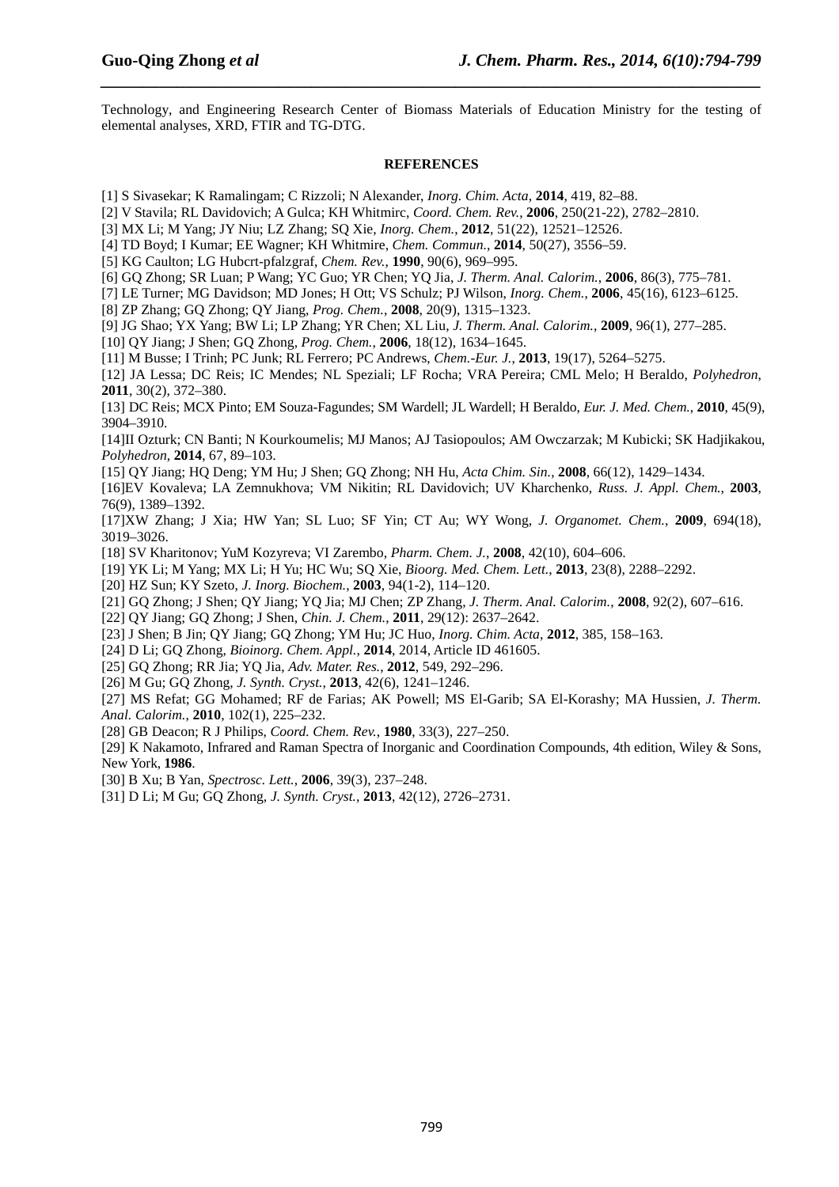Technology, and Engineering Research Center of Biomass Materials of Education Ministry for the testing of elemental analyses, XRD, FTIR and TG-DTG.

## REFERENCES

[1] S Sivasekar; K Ramalingam; C Rizzoli; N Alexander, *Inorg. Chim. Acta*, **2014**, 419, 82–88.

[2] V Stavila; RL Davidovich; A Gulca; KH Whitmirc, *Coord. Chem. Rev.*, **2006**, 250(21-22), 2782–2810.

[3] MX Li; M Yang; JY Niu; LZ Zhang; SQ Xie, *Inorg. Chem.*, **2012**, 51(22), 12521–12526.

[4] TD Boyd; I Kumar; EE Wagner; KH Whitmire, *Chem. Commun.*, **2014**, 50(27), 3556–59.

[5] KG Caulton; LG Hubcrt-pfalzgraf, *Chem. Rev.*, **1990**, 90(6), 969–995.

[6] GQ Zhong; SR Luan; P Wang; YC Guo; YR Chen; YQ Jia, *J. Therm. Anal. Calorim.*, **2006**, 86(3), 775–781.

[7] LE Turner; MG Davidson; MD Jones; H Ott; VS Schulz; PJ Wilson, *Inorg. Chem.*, **2006**, 45(16), 6123–6125.

[8] ZP Zhang; GQ Zhong; QY Jiang, *Prog. Chem.*, **2008**, 20(9), 1315–1323.

[9] JG Shao; YX Yang; BW Li; LP Zhang; YR Chen; XL Liu, *J. Therm. Anal. Calorim.*, **2009**, 96(1), 277–285.

[10] QY Jiang; J Shen; GQ Zhong, *Prog. Chem.*, **2006**, 18(12), 1634–1645.

[11] M Busse; I Trinh; PC Junk; RL Ferrero; PC Andrews, *Chem.-Eur. J.*, **2013**, 19(17), 5264–5275.

[12] JA Lessa; DC Reis; IC Mendes; NL Speziali; LF Rocha; VRA Pereira; CML Melo; H Beraldo, *Polyhedron*, **2011**, 30(2), 372–380.

[13] DC Reis; MCX Pinto; EM Souza-Fagundes; SM Wardell; JL Wardell; H Beraldo, *Eur. J. Med. Chem.*, **2010**, 45(9), 3904–3910.

[14]II Ozturk; CN Banti; N Kourkoumelis; MJ Manos; AJ Tasiopoulos; AM Owczarzak; M Kubicki; SK Hadjikakou, *Polyhedron*, **2014**, 67, 89–103.

[15] QY Jiang; HQ Deng; YM Hu; J Shen; GQ Zhong; NH Hu, *Acta Chim. Sin.*, **2008**, 66(12), 1429–1434.

[16]EV Kovaleva; LA Zemnukhova; VM Nikitin; RL Davidovich; UV Kharchenko, *Russ. J. Appl. Chem.*, **2003**, 76(9), 1389–1392.

[17]XW Zhang; J Xia; HW Yan; SL Luo; SF Yin; CT Au; WY Wong, *J. Organomet. Chem.*, **2009**, 694(18), 3019–3026.

[18] SV Kharitonov; YuM Kozyreva; VI Zarembo, *Pharm. Chem. J.*, **2008**, 42(10), 604–606.

[19] YK Li; M Yang; MX Li; H Yu; HC Wu; SQ Xie, *Bioorg. Med. Chem. Lett.*, **2013**, 23(8), 2288–2292.

[20] HZ Sun; KY Szeto, *J. Inorg. Biochem.*, **2003**, 94(1-2), 114–120.

[21] GQ Zhong; J Shen; QY Jiang; YQ Jia; MJ Chen; ZP Zhang, *J. Therm. Anal. Calorim.*, **2008**, 92(2), 607–616.

[22] QY Jiang; GQ Zhong; J Shen, *Chin. J. Chem.*, **2011**, 29(12): 2637–2642.

[23] J Shen; B Jin; QY Jiang; GQ Zhong; YM Hu; JC Huo, *Inorg. Chim. Acta*, **2012**, 385, 158–163.

[24] D Li; GQ Zhong, *Bioinorg. Chem. Appl.*, **2014**, 2014, Article ID 461605.

[25] GQ Zhong; RR Jia; YQ Jia, *Adv. Mater. Res.*, **2012**, 549, 292–296.

[26] M Gu; GQ Zhong, *J. Synth. Cryst.*, **2013**, 42(6), 1241–1246.

[27] MS Refat; GG Mohamed; RF de Farias; AK Powell; MS El-Garib; SA El-Korashy; MA Hussien, *J. Therm. Anal. Calorim.*, **2010**, 102(1), 225–232.

[28] GB Deacon; R J Philips, *Coord. Chem. Rev.*, **1980**, 33(3), 227–250.

[29] K Nakamoto, Infrared and Raman Spectra of Inorganic and Coordination Compounds, 4th edition, Wiley & Sons, New York, **1986**.

[30] B Xu; B Yan, *Spectrosc. Lett.*, **2006**, 39(3), 237–248.

[31] D Li; M Gu; GQ Zhong, *J. Synth. Cryst.*, **2013**, 42(12), 2726–2731.